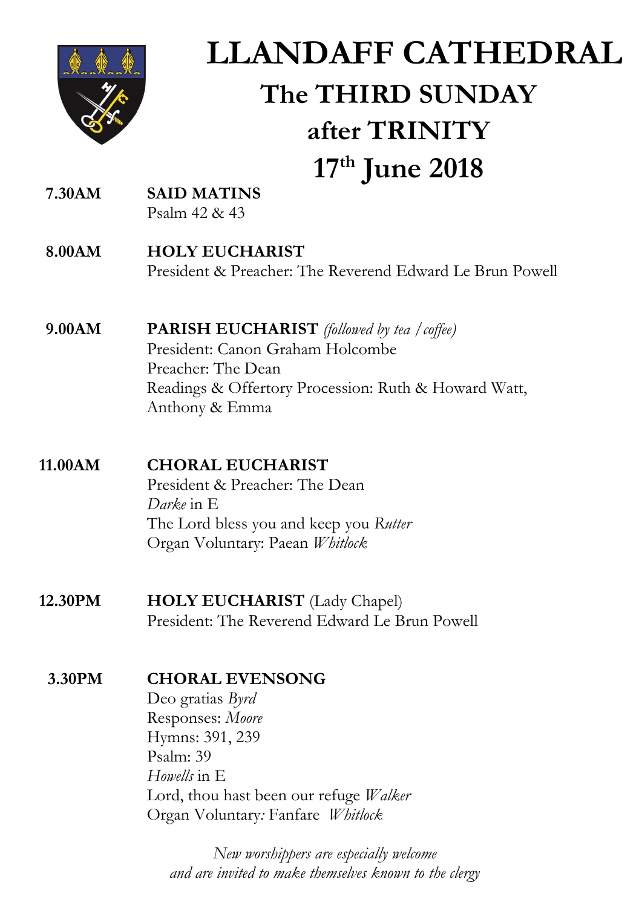# LLANDAFF CATHEDRAL

## The THIRD SUNDAY after TRINITY

## 17th June 2018

**7.30AM** **SAID MATINS**
Psalm 42 & 43

**8.00AM** **HOLY EUCHARIST**
President & Preacher: The Reverend Edward Le Brun Powell

**9.00AM** **PARISH EUCHARIST** *(followed by tea / coffee)*
President: Canon Graham Holcombe
Preacher: The Dean
Readings & Offertory Procession: Ruth & Howard Watt, Anthony & Emma

**11.00AM** **CHORAL EUCHARIST**
President & Preacher: The Dean
*Darke* in E
The Lord bless you and keep you *Rutter*
Organ Voluntary: Paean *Whitlock*

**12.30PM** **HOLY EUCHARIST** (Lady Chapel)
President: The Reverend Edward Le Brun Powell

**3.30PM** **CHORAL EVENSONG**
Deo gratias *Byrd*
Responses: *Moore*
Hymns: 391, 239
Psalm: 39
*Howells* in E
Lord, thou hast been our refuge *Walker*
Organ Voluntary: Fanfare *Whitlock*

*New worshippers are especially welcome and are invited to make themselves known to the clergy*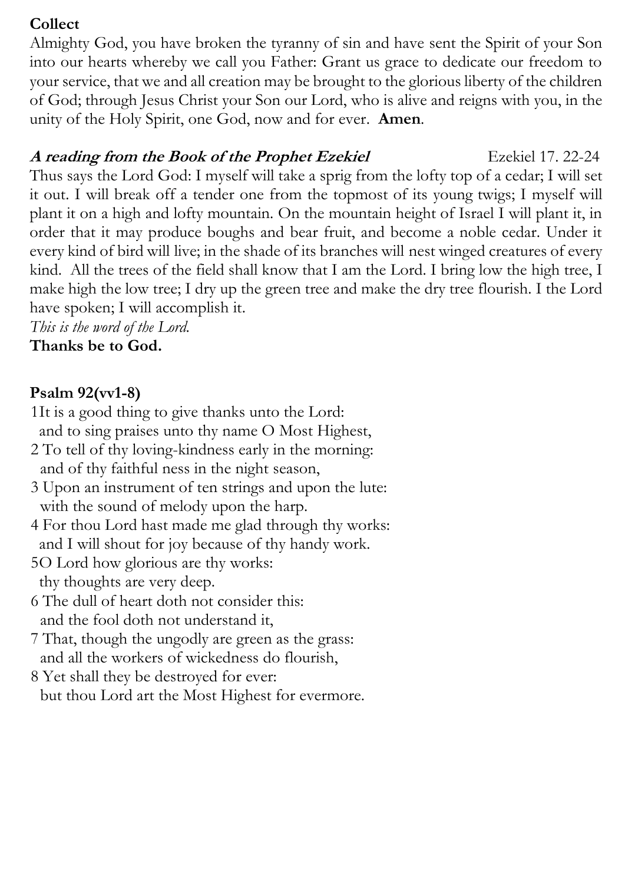**Collect**

Almighty God, you have broken the tyranny of sin and have sent the Spirit of your Son into our hearts whereby we call you Father: Grant us grace to dedicate our freedom to your service, that we and all creation may be brought to the glorious liberty of the children of God; through Jesus Christ your Son our Lord, who is alive and reigns with you, in the unity of the Holy Spirit, one God, now and for ever. **Amen**.

***A reading from the Book of the Prophet Ezekiel*** Ezekiel 17. 22-24

Thus says the Lord God: I myself will take a sprig from the lofty top of a cedar; I will set it out. I will break off a tender one from the topmost of its young twigs; I myself will plant it on a high and lofty mountain. On the mountain height of Israel I will plant it, in order that it may produce boughs and bear fruit, and become a noble cedar. Under it every kind of bird will live; in the shade of its branches will nest winged creatures of every kind. All the trees of the field shall know that I am the Lord. I bring low the high tree, I make high the low tree; I dry up the green tree and make the dry tree flourish. I the Lord have spoken; I will accomplish it.

*This is the word of the Lord.*

**Thanks be to God.**

**Psalm 92(vv1-8)**

1It is a good thing to give thanks unto the Lord:
  and to sing praises unto thy name O Most Highest,
2 To tell of thy loving-kindness early in the morning:
  and of thy faithful ness in the night season,
3 Upon an instrument of ten strings and upon the lute:
  with the sound of melody upon the harp.
4 For thou Lord hast made me glad through thy works:
  and I will shout for joy because of thy handy work.
5O Lord how glorious are thy works:
  thy thoughts are very deep.
6 The dull of heart doth not consider this:
  and the fool doth not understand it,
7 That, though the ungodly are green as the grass:
  and all the workers of wickedness do flourish,
8 Yet shall they be destroyed for ever:
  but thou Lord art the Most Highest for evermore.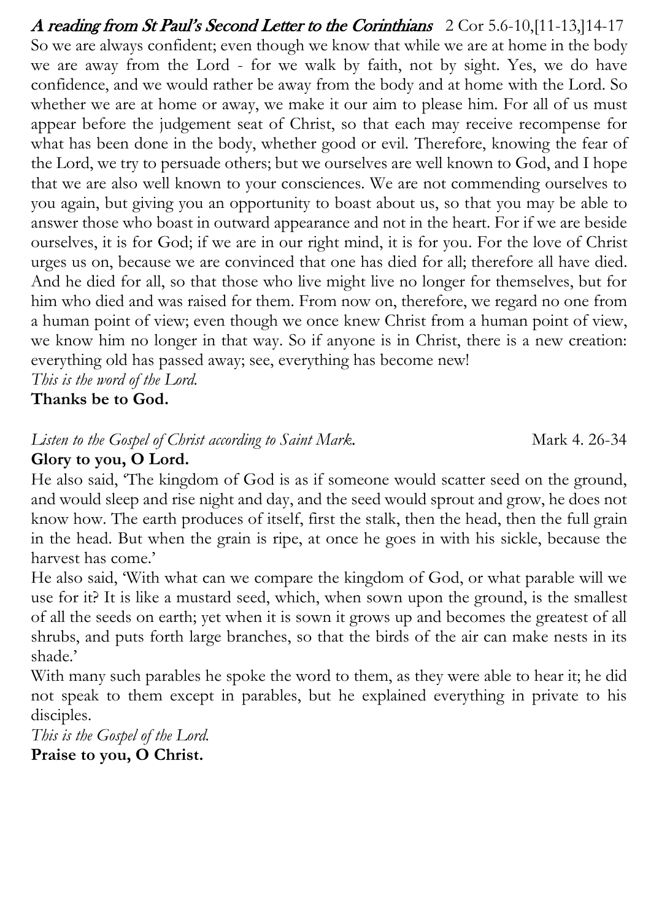***A reading from St Paul's Second Letter to the Corinthians*** 2 Cor 5.6-10,[11-13,]14-17

So we are always confident; even though we know that while we are at home in the body we are away from the Lord - for we walk by faith, not by sight. Yes, we do have confidence, and we would rather be away from the body and at home with the Lord. So whether we are at home or away, we make it our aim to please him. For all of us must appear before the judgement seat of Christ, so that each may receive recompense for what has been done in the body, whether good or evil. Therefore, knowing the fear of the Lord, we try to persuade others; but we ourselves are well known to God, and I hope that we are also well known to your consciences. We are not commending ourselves to you again, but giving you an opportunity to boast about us, so that you may be able to answer those who boast in outward appearance and not in the heart. For if we are beside ourselves, it is for God; if we are in our right mind, it is for you. For the love of Christ urges us on, because we are convinced that one has died for all; therefore all have died. And he died for all, so that those who live might live no longer for themselves, but for him who died and was raised for them. From now on, therefore, we regard no one from a human point of view; even though we once knew Christ from a human point of view, we know him no longer in that way. So if anyone is in Christ, there is a new creation: everything old has passed away; see, everything has become new!

*This is the word of the Lord.*

**Thanks be to God.**

*Listen to the Gospel of Christ according to Saint Mark.* Mark 4. 26-34

**Glory to you, O Lord.**

He also said, 'The kingdom of God is as if someone would scatter seed on the ground, and would sleep and rise night and day, and the seed would sprout and grow, he does not know how. The earth produces of itself, first the stalk, then the head, then the full grain in the head. But when the grain is ripe, at once he goes in with his sickle, because the harvest has come.'

He also said, 'With what can we compare the kingdom of God, or what parable will we use for it? It is like a mustard seed, which, when sown upon the ground, is the smallest of all the seeds on earth; yet when it is sown it grows up and becomes the greatest of all shrubs, and puts forth large branches, so that the birds of the air can make nests in its shade.'

With many such parables he spoke the word to them, as they were able to hear it; he did not speak to them except in parables, but he explained everything in private to his disciples.

*This is the Gospel of the Lord.*

**Praise to you, O Christ.**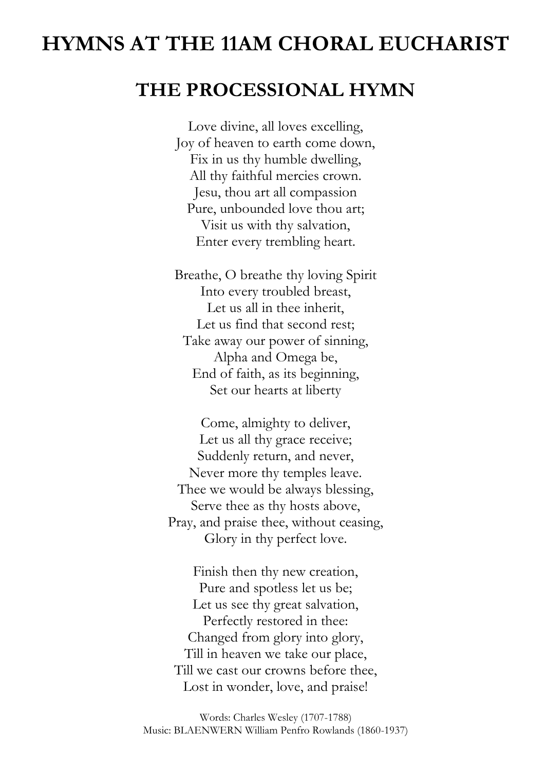# HYMNS AT THE 11AM CHORAL EUCHARIST

## THE PROCESSIONAL HYMN

Love divine, all loves excelling,
Joy of heaven to earth come down,
Fix in us thy humble dwelling,
All thy faithful mercies crown.
Jesu, thou art all compassion
Pure, unbounded love thou art;
Visit us with thy salvation,
Enter every trembling heart.

Breathe, O breathe thy loving Spirit
Into every troubled breast,
Let us all in thee inherit,
Let us find that second rest;
Take away our power of sinning,
Alpha and Omega be,
End of faith, as its beginning,
Set our hearts at liberty

Come, almighty to deliver,
Let us all thy grace receive;
Suddenly return, and never,
Never more thy temples leave.
Thee we would be always blessing,
Serve thee as thy hosts above,
Pray, and praise thee, without ceasing,
Glory in thy perfect love.

Finish then thy new creation,
Pure and spotless let us be;
Let us see thy great salvation,
Perfectly restored in thee:
Changed from glory into glory,
Till in heaven we take our place,
Till we cast our crowns before thee,
Lost in wonder, love, and praise!

Words: Charles Wesley (1707-1788)
Music: BLAENWERN William Penfro Rowlands (1860-1937)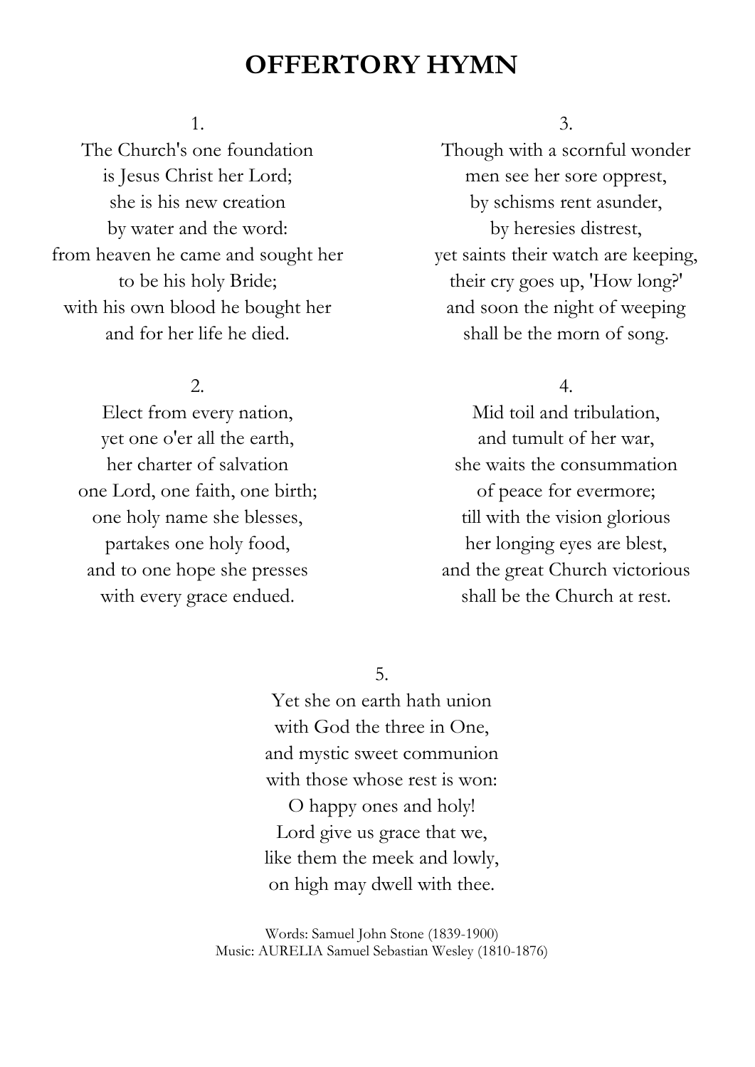# OFFERTORY HYMN

1.
The Church's one foundation
is Jesus Christ her Lord;
she is his new creation
by water and the word:
from heaven he came and sought her
to be his holy Bride;
with his own blood he bought her
and for her life he died.

2.
Elect from every nation,
yet one o'er all the earth,
her charter of salvation
one Lord, one faith, one birth;
one holy name she blesses,
partakes one holy food,
and to one hope she presses
with every grace endued.

3.
Though with a scornful wonder
men see her sore opprest,
by schisms rent asunder,
by heresies distrest,
yet saints their watch are keeping,
their cry goes up, 'How long?'
and soon the night of weeping
shall be the morn of song.

4.
Mid toil and tribulation,
and tumult of her war,
she waits the consummation
of peace for evermore;
till with the vision glorious
her longing eyes are blest,
and the great Church victorious
shall be the Church at rest.

5.
Yet she on earth hath union
with God the three in One,
and mystic sweet communion
with those whose rest is won:
O happy ones and holy!
Lord give us grace that we,
like them the meek and lowly,
on high may dwell with thee.

Words: Samuel John Stone (1839-1900)
Music: AURELIA Samuel Sebastian Wesley (1810-1876)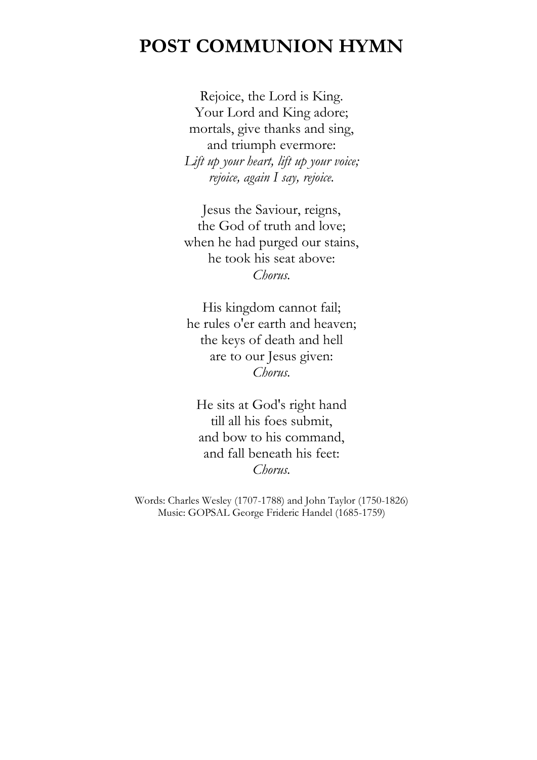# POST COMMUNION HYMN

Rejoice, the Lord is King.  
Your Lord and King adore;  
mortals, give thanks and sing,  
and triumph evermore:  
*Lift up your heart, lift up your voice;*  
*rejoice, again I say, rejoice.*

Jesus the Saviour, reigns,  
the God of truth and love;  
when he had purged our stains,  
he took his seat above:  
*Chorus.*

His kingdom cannot fail;  
he rules o'er earth and heaven;  
the keys of death and hell  
are to our Jesus given:  
*Chorus.*

He sits at God's right hand  
till all his foes submit,  
and bow to his command,  
and fall beneath his feet:  
*Chorus.*

Words: Charles Wesley (1707-1788) and John Taylor (1750-1826)  
Music: GOPSAL George Frideric Handel (1685-1759)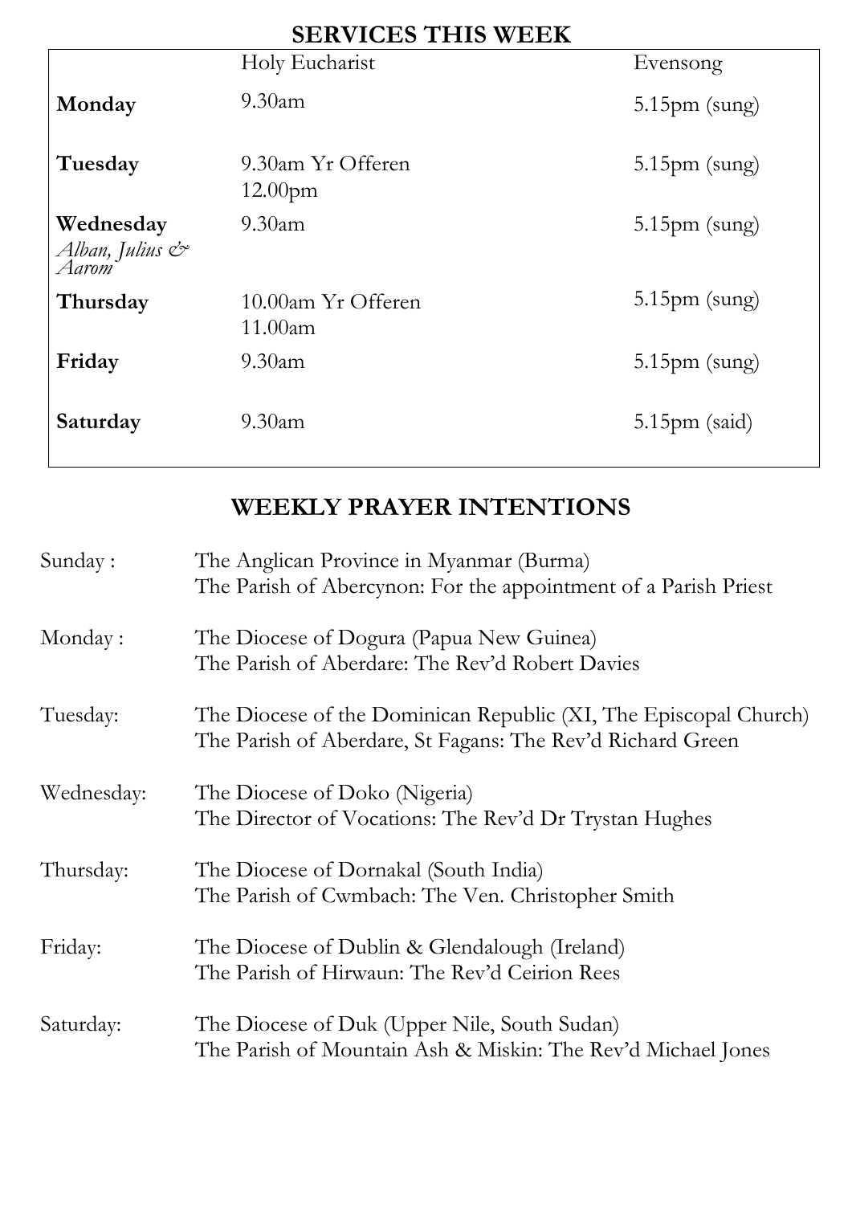## SERVICES THIS WEEK

| | Holy Eucharist | Evensong |
|---|---|---|
| **Monday** | 9.30am | 5.15pm (sung) |
| **Tuesday** | 9.30am Yr Offeren<br>12.00pm | 5.15pm (sung) |
| **Wednesday**<br>*Alban, Julius & Aarom* | 9.30am | 5.15pm (sung) |
| **Thursday** | 10.00am Yr Offeren<br>11.00am | 5.15pm (sung) |
| **Friday** | 9.30am | 5.15pm (sung) |
| **Saturday** | 9.30am | 5.15pm (said) |

## WEEKLY PRAYER INTENTIONS

| | |
|---|---|
| Sunday : | The Anglican Province in Myanmar (Burma)<br>The Parish of Abercynon: For the appointment of a Parish Priest |
| Monday : | The Diocese of Dogura (Papua New Guinea)<br>The Parish of Aberdare: The Rev'd Robert Davies |
| Tuesday: | The Diocese of the Dominican Republic (XI, The Episcopal Church)<br>The Parish of Aberdare, St Fagans: The Rev'd Richard Green |
| Wednesday: | The Diocese of Doko (Nigeria)<br>The Director of Vocations: The Rev'd Dr Trystan Hughes |
| Thursday: | The Diocese of Dornakal (South India)<br>The Parish of Cwmbach: The Ven. Christopher Smith |
| Friday: | The Diocese of Dublin & Glendalough (Ireland)<br>The Parish of Hirwaun: The Rev'd Ceirion Rees |
| Saturday: | The Diocese of Duk (Upper Nile, South Sudan)<br>The Parish of Mountain Ash & Miskin: The Rev'd Michael Jones |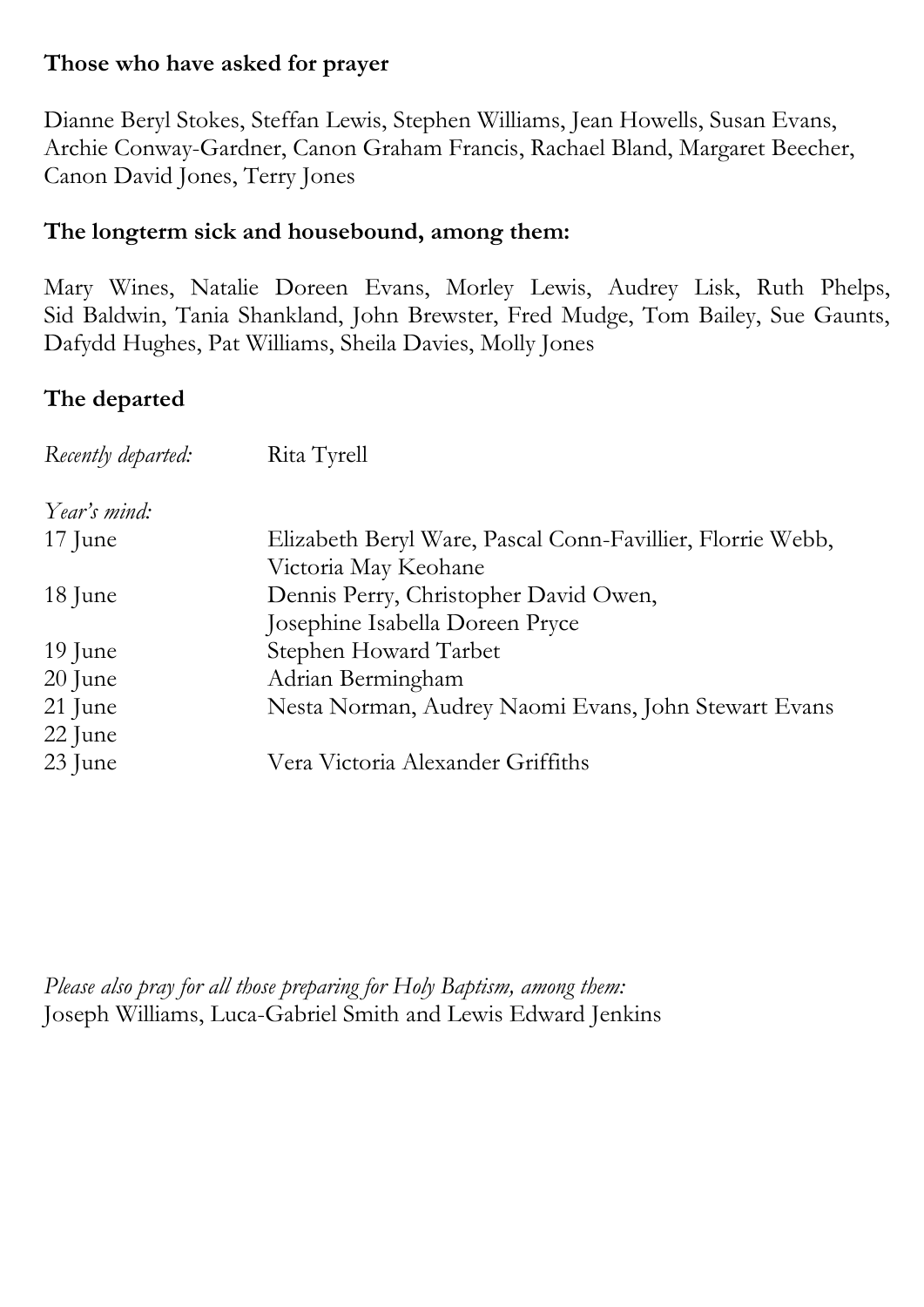**Those who have asked for prayer**

Dianne Beryl Stokes, Steffan Lewis, Stephen Williams, Jean Howells, Susan Evans, Archie Conway-Gardner, Canon Graham Francis, Rachael Bland, Margaret Beecher, Canon David Jones, Terry Jones

**The longterm sick and housebound, among them:**

Mary Wines, Natalie Doreen Evans, Morley Lewis, Audrey Lisk, Ruth Phelps, Sid Baldwin, Tania Shankland, John Brewster, Fred Mudge, Tom Bailey, Sue Gaunts, Dafydd Hughes, Pat Williams, Sheila Davies, Molly Jones

**The departed**

*Recently departed:* Rita Tyrell

*Year's mind:*

| | |
|---|---|
| 17 June | Elizabeth Beryl Ware, Pascal Conn-Favillier, Florrie Webb, Victoria May Keohane |
| 18 June | Dennis Perry, Christopher David Owen, Josephine Isabella Doreen Pryce |
| 19 June | Stephen Howard Tarbet |
| 20 June | Adrian Bermingham |
| 21 June | Nesta Norman, Audrey Naomi Evans, John Stewart Evans |
| 22 June | |
| 23 June | Vera Victoria Alexander Griffiths |

*Please also pray for all those preparing for Holy Baptism, among them:*
Joseph Williams, Luca-Gabriel Smith and Lewis Edward Jenkins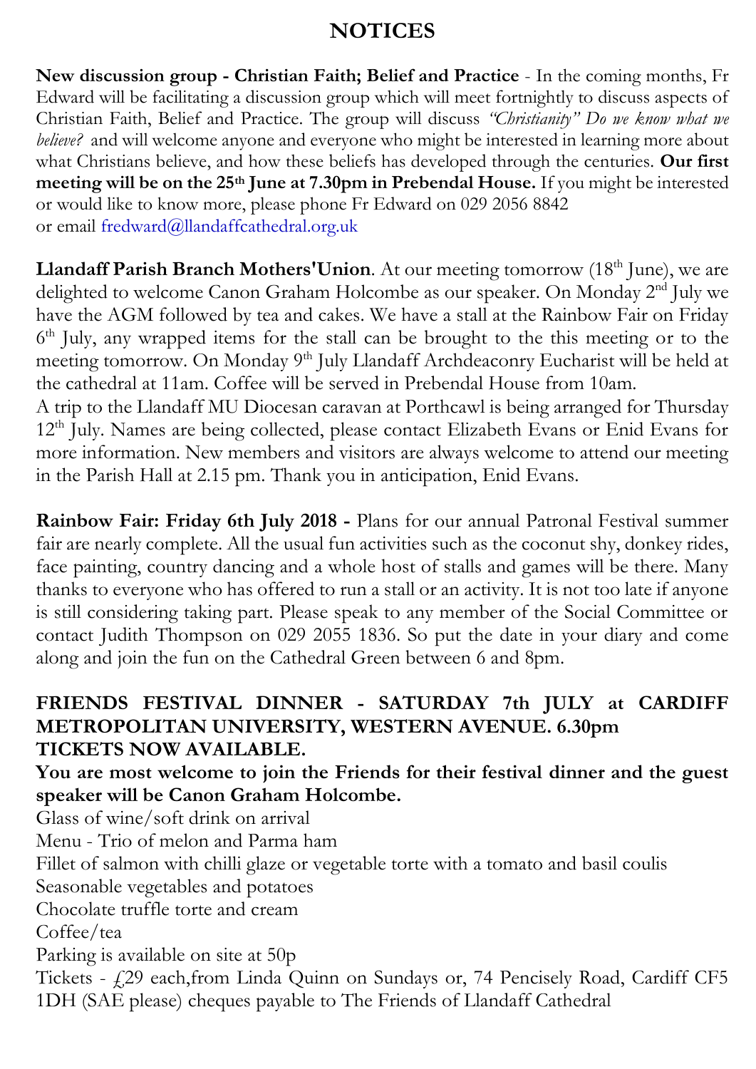# NOTICES

**New discussion group - Christian Faith; Belief and Practice** - In the coming months, Fr Edward will be facilitating a discussion group which will meet fortnightly to discuss aspects of Christian Faith, Belief and Practice. The group will discuss *"Christianity" Do we know what we believe?* and will welcome anyone and everyone who might be interested in learning more about what Christians believe, and how these beliefs has developed through the centuries. **Our first meeting will be on the 25th June at 7.30pm in Prebendal House.** If you might be interested or would like to know more, please phone Fr Edward on 029 2056 8842 or email fredward@llandaffcathedral.org.uk

**Llandaff Parish Branch Mothers'Union**. At our meeting tomorrow (18th June), we are delighted to welcome Canon Graham Holcombe as our speaker. On Monday 2nd July we have the AGM followed by tea and cakes. We have a stall at the Rainbow Fair on Friday 6th July, any wrapped items for the stall can be brought to the this meeting or to the meeting tomorrow. On Monday 9th July Llandaff Archdeaconry Eucharist will be held at the cathedral at 11am. Coffee will be served in Prebendal House from 10am.
A trip to the Llandaff MU Diocesan caravan at Porthcawl is being arranged for Thursday 12th July. Names are being collected, please contact Elizabeth Evans or Enid Evans for more information. New members and visitors are always welcome to attend our meeting in the Parish Hall at 2.15 pm. Thank you in anticipation, Enid Evans.

**Rainbow Fair: Friday 6th July 2018 -** Plans for our annual Patronal Festival summer fair are nearly complete. All the usual fun activities such as the coconut shy, donkey rides, face painting, country dancing and a whole host of stalls and games will be there. Many thanks to everyone who has offered to run a stall or an activity. It is not too late if anyone is still considering taking part. Please speak to any member of the Social Committee or contact Judith Thompson on 029 2055 1836. So put the date in your diary and come along and join the fun on the Cathedral Green between 6 and 8pm.

**FRIENDS FESTIVAL DINNER - SATURDAY 7th JULY at CARDIFF METROPOLITAN UNIVERSITY, WESTERN AVENUE. 6.30pm
TICKETS NOW AVAILABLE.**

**You are most welcome to join the Friends for their festival dinner and the guest speaker will be Canon Graham Holcombe.**

Glass of wine/soft drink on arrival
Menu - Trio of melon and Parma ham
Fillet of salmon with chilli glaze or vegetable torte with a tomato and basil coulis
Seasonable vegetables and potatoes
Chocolate truffle torte and cream
Coffee/tea
Parking is available on site at 50p
Tickets - £29 each,from Linda Quinn on Sundays or, 74 Pencisely Road, Cardiff CF5 1DH (SAE please) cheques payable to The Friends of Llandaff Cathedral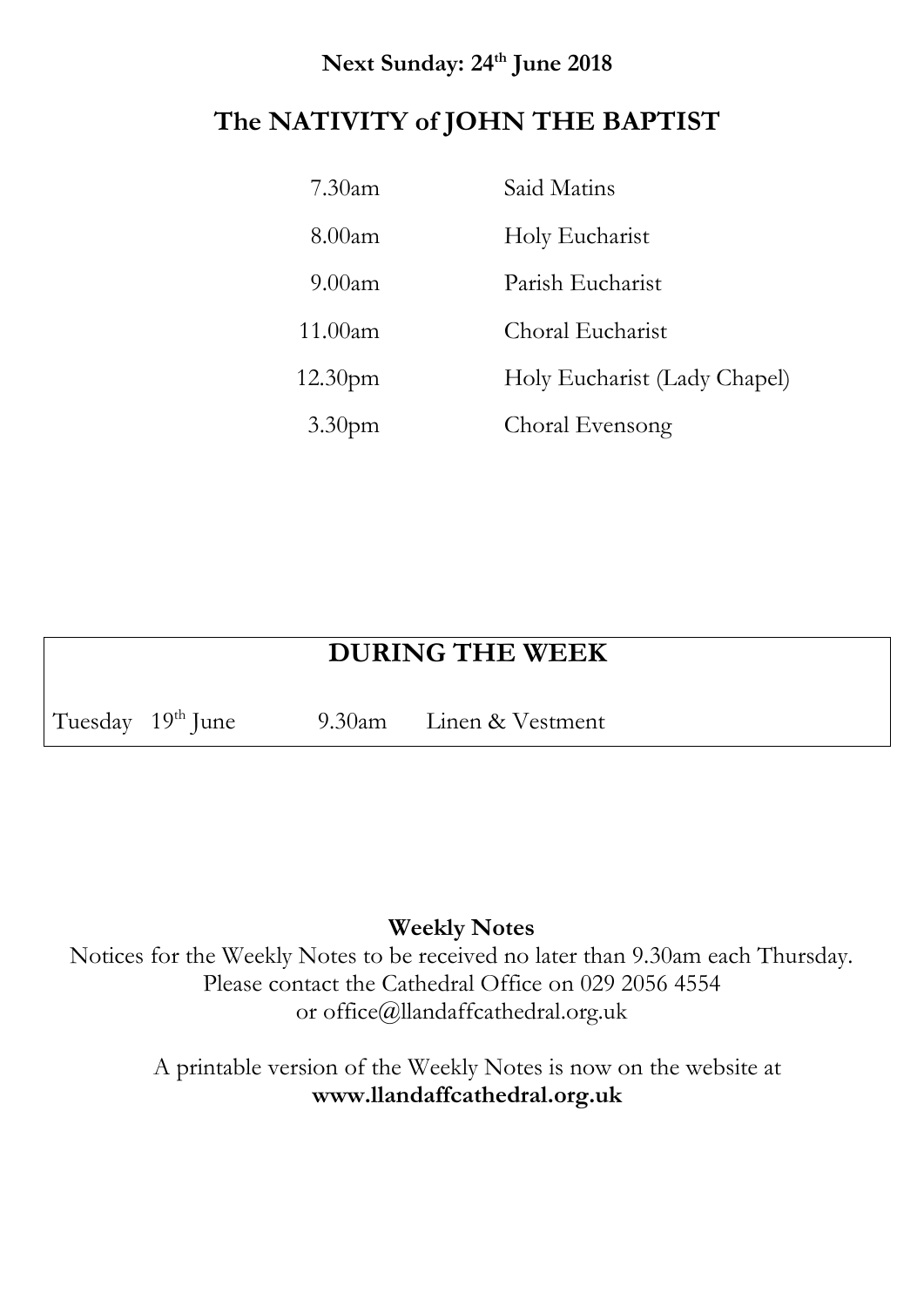**Next Sunday: 24th June 2018**

## The NATIVITY of JOHN THE BAPTIST

| | |
|---|---|
| 7.30am | Said Matins |
| 8.00am | Holy Eucharist |
| 9.00am | Parish Eucharist |
| 11.00am | Choral Eucharist |
| 12.30pm | Holy Eucharist (Lady Chapel) |
| 3.30pm | Choral Evensong |

## DURING THE WEEK

| | | | |
|---|---|---|---|
| Tuesday | 19th June | 9.30am | Linen & Vestment |

**Weekly Notes**

Notices for the Weekly Notes to be received no later than 9.30am each Thursday.
Please contact the Cathedral Office on 029 2056 4554
or office@llandaffcathedral.org.uk

A printable version of the Weekly Notes is now on the website at
**www.llandaffcathedral.org.uk**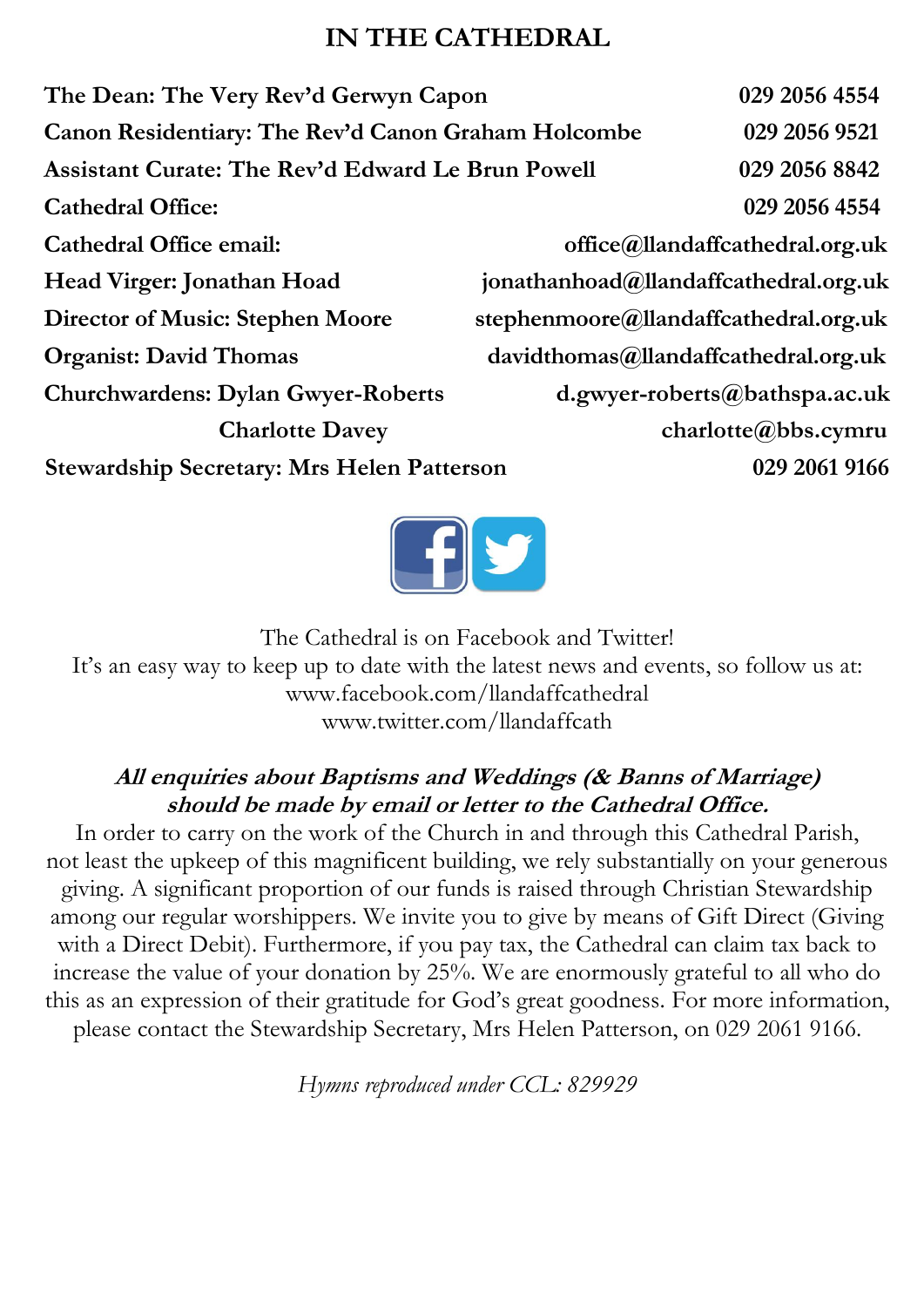## IN THE CATHEDRAL

| | |
|---|---|
| **The Dean: The Very Rev'd Gerwyn Capon** | **029 2056 4554** |
| **Canon Residentiary: The Rev'd Canon Graham Holcombe** | **029 2056 9521** |
| **Assistant Curate: The Rev'd Edward Le Brun Powell** | **029 2056 8842** |
| **Cathedral Office:** | **029 2056 4554** |
| **Cathedral Office email:** | **office@llandaffcathedral.org.uk** |
| **Head Virger: Jonathan Hoad** | **jonathanhoad@llandaffcathedral.org.uk** |
| **Director of Music: Stephen Moore** | **stephenmoore@llandaffcathedral.org.uk** |
| **Organist: David Thomas** | **davidthomas@llandaffcathedral.org.uk** |
| **Churchwardens: Dylan Gwyer-Roberts** | **d.gwyer-roberts@bathspa.ac.uk** |
| **Charlotte Davey** | **charlotte@bbs.cymru** |
| **Stewardship Secretary: Mrs Helen Patterson** | **029 2061 9166** |

The Cathedral is on Facebook and Twitter!
It's an easy way to keep up to date with the latest news and events, so follow us at:
www.facebook.com/llandaffcathedral
www.twitter.com/llandaffcath

***All enquiries about Baptisms and Weddings (& Banns of Marriage) should be made by email or letter to the Cathedral Office.***

In order to carry on the work of the Church in and through this Cathedral Parish, not least the upkeep of this magnificent building, we rely substantially on your generous giving. A significant proportion of our funds is raised through Christian Stewardship among our regular worshippers. We invite you to give by means of Gift Direct (Giving with a Direct Debit). Furthermore, if you pay tax, the Cathedral can claim tax back to increase the value of your donation by 25%. We are enormously grateful to all who do this as an expression of their gratitude for God's great goodness. For more information, please contact the Stewardship Secretary, Mrs Helen Patterson, on 029 2061 9166.

*Hymns reproduced under CCL: 829929*